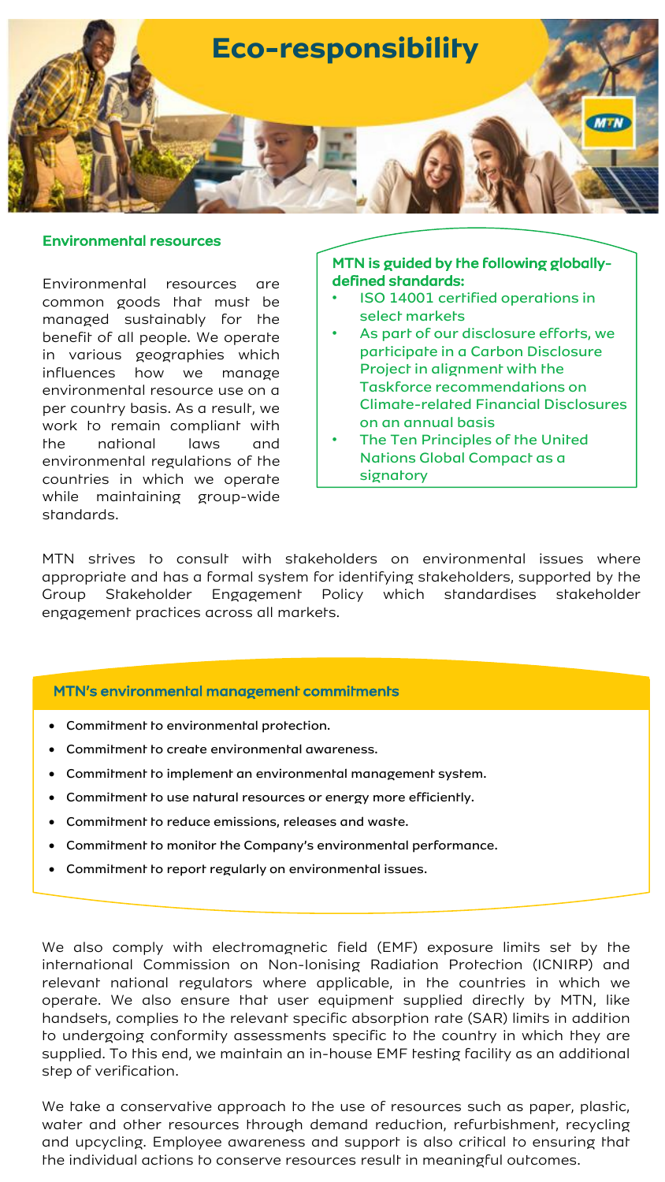# Eco-responsibility

## Environmental resources

Environmental resources are common goods that must be managed sustainably for the benefit of all people. We operate in various geographies which influences how we manage environmental resource use on a per country basis. As a result, we work to remain compliant with the national laws and environmental regulations of the countries in which we operate while maintaining group-wide standards.

**MTN is guided by the following globally-defined standards:**

- ISO 14001 certified operations in select markets
- As part of our disclosure efforts, we participate in a Carbon Disclosure Project in alignment with the Taskforce recommendations on Climate-related Financial Disclosures on an annual basis
- The Ten Principles of the United Nations Global Compact as a signatory

MTN strives to consult with stakeholders on environmental issues where appropriate and has a formal system for identifying stakeholders, supported by the Group Stakeholder Engagement Policy which standardises stakeholder engagement practices across all markets.

### MTN's environmental management commitments

- Commitment to environmental protection.
- Commitment to create environmental awareness.
- Commitment to implement an environmental management system.
- Commitment to use natural resources or energy more efficiently.
- Commitment to reduce emissions, releases and waste.
- Commitment to monitor the Company's environmental performance.
- Commitment to report regularly on environmental issues.

We also comply with electromagnetic field (EMF) exposure limits set by the international Commission on Non-Ionising Radiation Protection (ICNIRP) and relevant national regulators where applicable, in the countries in which we operate. We also ensure that user equipment supplied directly by MTN, like handsets, complies to the relevant specific absorption rate (SAR) limits in addition to undergoing conformity assessments specific to the country in which they are supplied. To this end, we maintain an in-house EMF testing facility as an additional step of verification.

We take a conservative approach to the use of resources such as paper, plastic, water and other resources through demand reduction, refurbishment, recycling and upcycling. Employee awareness and support is also critical to ensuring that the individual actions to conserve resources result in meaningful outcomes.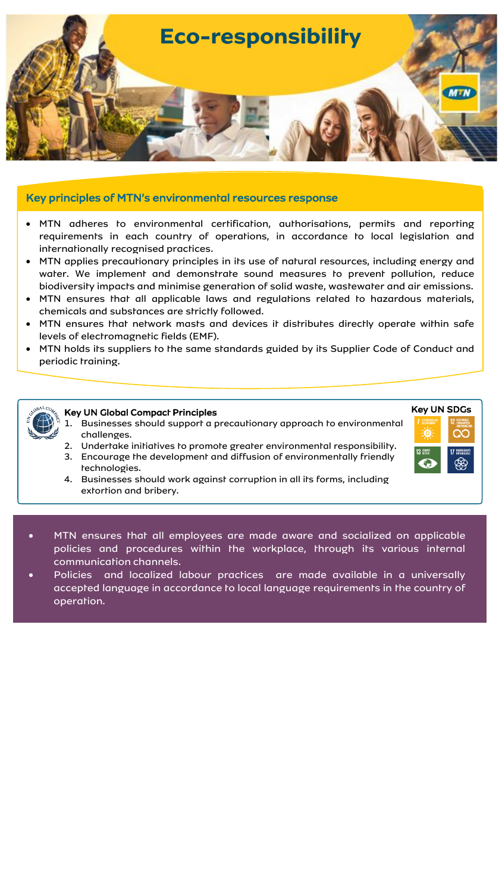# Eco-responsibility

## Key principles of MTN's environmental resources response

- MTN adheres to environmental certification, authorisations, permits and reporting requirements in each country of operations, in accordance to local legislation and internationally recognised practices.
- MTN applies precautionary principles in its use of natural resources, including energy and water. We implement and demonstrate sound measures to prevent pollution, reduce biodiversity impacts and minimise generation of solid waste, wastewater and air emissions.
- MTN ensures that all applicable laws and regulations related to hazardous materials, chemicals and substances are strictly followed.
- MTN ensures that network masts and devices it distributes directly operate within safe levels of electromagnetic fields (EMF).
- MTN holds its suppliers to the same standards guided by its Supplier Code of Conduct and periodic training.

### Key UN Global Compact Principles

1. Businesses should support a precautionary approach to environmental challenges.
2. Undertake initiatives to promote greater environmental responsibility.
3. Encourage the development and diffusion of environmentally friendly technologies.
4. Businesses should work against corruption in all its forms, including extortion and bribery.

### Key UN SDGs

7 Affordable and clean energy
12 Responsible consumption and production
13 Climate action
17 Partnerships for the goals

- MTN ensures that all employees are made aware and socialized on applicable policies and procedures within the workplace, through its various internal communication channels.
- Policies and localized labour practices are made available in a universally accepted language in accordance to local language requirements in the country of operation.